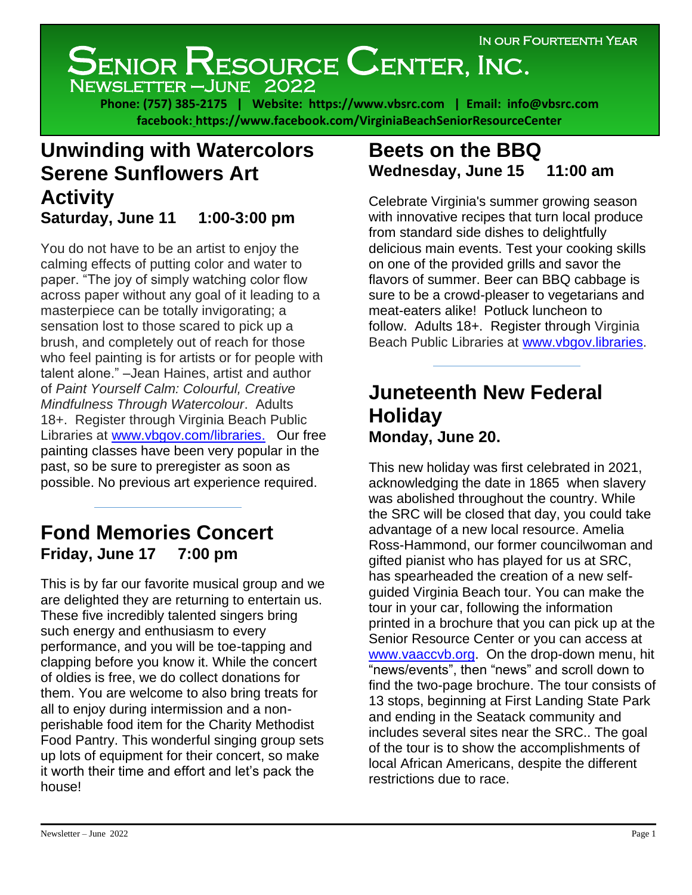In our Fourteenth Year

# Senior Resource Center, Inc.

Newsletter – June 2022

**Phone: (757) 385-2175 | Website: https://www.vbsrc.com | Email: info@vbsrc.com**
**facebook: https://www.facebook.com/VirginiaBeachSeniorResourceCenter**

## Unwinding with Watercolors Serene Sunflowers Art Activity

**Saturday, June 11 1:00-3:00 pm**

You do not have to be an artist to enjoy the calming effects of putting color and water to paper. "The joy of simply watching color flow across paper without any goal of it leading to a masterpiece can be totally invigorating; a sensation lost to those scared to pick up a brush, and completely out of reach for those who feel painting is for artists or for people with talent alone." –Jean Haines, artist and author of *Paint Yourself Calm: Colourful, Creative Mindfulness Through Watercolour*. Adults 18+. Register through Virginia Beach Public Libraries at www.vbgov.com/libraries. Our free painting classes have been very popular in the past, so be sure to preregister as soon as possible. No previous art experience required.

## Fond Memories Concert

**Friday, June 17 7:00 pm**

This is by far our favorite musical group and we are delighted they are returning to entertain us. These five incredibly talented singers bring such energy and enthusiasm to every performance, and you will be toe-tapping and clapping before you know it. While the concert of oldies is free, we do collect donations for them. You are welcome to also bring treats for all to enjoy during intermission and a non-perishable food item for the Charity Methodist Food Pantry. This wonderful singing group sets up lots of equipment for their concert, so make it worth their time and effort and let's pack the house!

## Beets on the BBQ

**Wednesday, June 15 11:00 am**

Celebrate Virginia's summer growing season with innovative recipes that turn local produce from standard side dishes to delightfully delicious main events. Test your cooking skills on one of the provided grills and savor the flavors of summer. Beer can BBQ cabbage is sure to be a crowd-pleaser to vegetarians and meat-eaters alike! Potluck luncheon to follow. Adults 18+. Register through Virginia Beach Public Libraries at www.vbgov.libraries.

## Juneteenth New Federal Holiday

**Monday, June 20.**

This new holiday was first celebrated in 2021, acknowledging the date in 1865 when slavery was abolished throughout the country. While the SRC will be closed that day, you could take advantage of a new local resource. Amelia Ross-Hammond, our former councilwoman and gifted pianist who has played for us at SRC, has spearheaded the creation of a new self-guided Virginia Beach tour. You can make the tour in your car, following the information printed in a brochure that you can pick up at the Senior Resource Center or you can access at www.vaaccvb.org. On the drop-down menu, hit "news/events", then "news" and scroll down to find the two-page brochure. The tour consists of 13 stops, beginning at First Landing State Park and ending in the Seatack community and includes several sites near the SRC.. The goal of the tour is to show the accomplishments of local African Americans, despite the different restrictions due to race.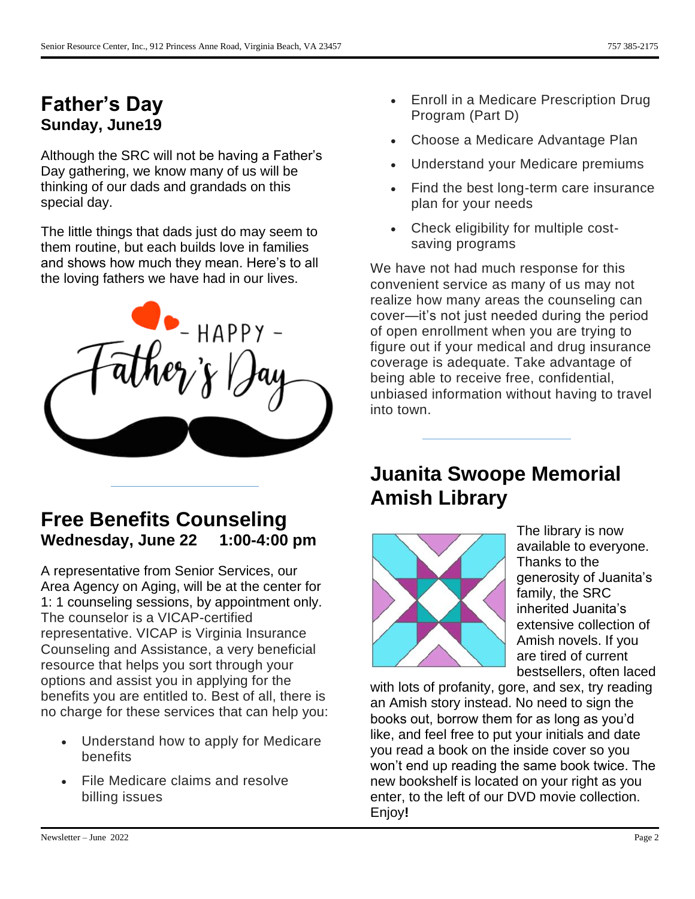## Father's Day
**Sunday, June19**

Although the SRC will not be having a Father's Day gathering, we know many of us will be thinking of our dads and grandads on this special day.

The little things that dads just do may seem to them routine, but each builds love in families and shows how much they mean. Here's to all the loving fathers we have had in our lives.

## Free Benefits Counseling
**Wednesday, June 22 1:00-4:00 pm**

A representative from Senior Services, our Area Agency on Aging, will be at the center for 1: 1 counseling sessions, by appointment only. The counselor is a VICAP-certified representative. VICAP is Virginia Insurance Counseling and Assistance, a very beneficial resource that helps you sort through your options and assist you in applying for the benefits you are entitled to. Best of all, there is no charge for these services that can help you:

- Understand how to apply for Medicare benefits
- File Medicare claims and resolve billing issues
- Enroll in a Medicare Prescription Drug Program (Part D)
- Choose a Medicare Advantage Plan
- Understand your Medicare premiums
- Find the best long-term care insurance plan for your needs
- Check eligibility for multiple cost-saving programs

We have not had much response for this convenient service as many of us may not realize how many areas the counseling can cover—it's not just needed during the period of open enrollment when you are trying to figure out if your medical and drug insurance coverage is adequate. Take advantage of being able to receive free, confidential, unbiased information without having to travel into town.

## Juanita Swoope Memorial Amish Library

The library is now available to everyone. Thanks to the generosity of Juanita's family, the SRC inherited Juanita's extensive collection of Amish novels. If you are tired of current bestsellers, often laced with lots of profanity, gore, and sex, try reading an Amish story instead. No need to sign the books out, borrow them for as long as you'd like, and feel free to put your initials and date you read a book on the inside cover so you won't end up reading the same book twice. The new bookshelf is located on your right as you enter, to the left of our DVD movie collection. Enjoy**!**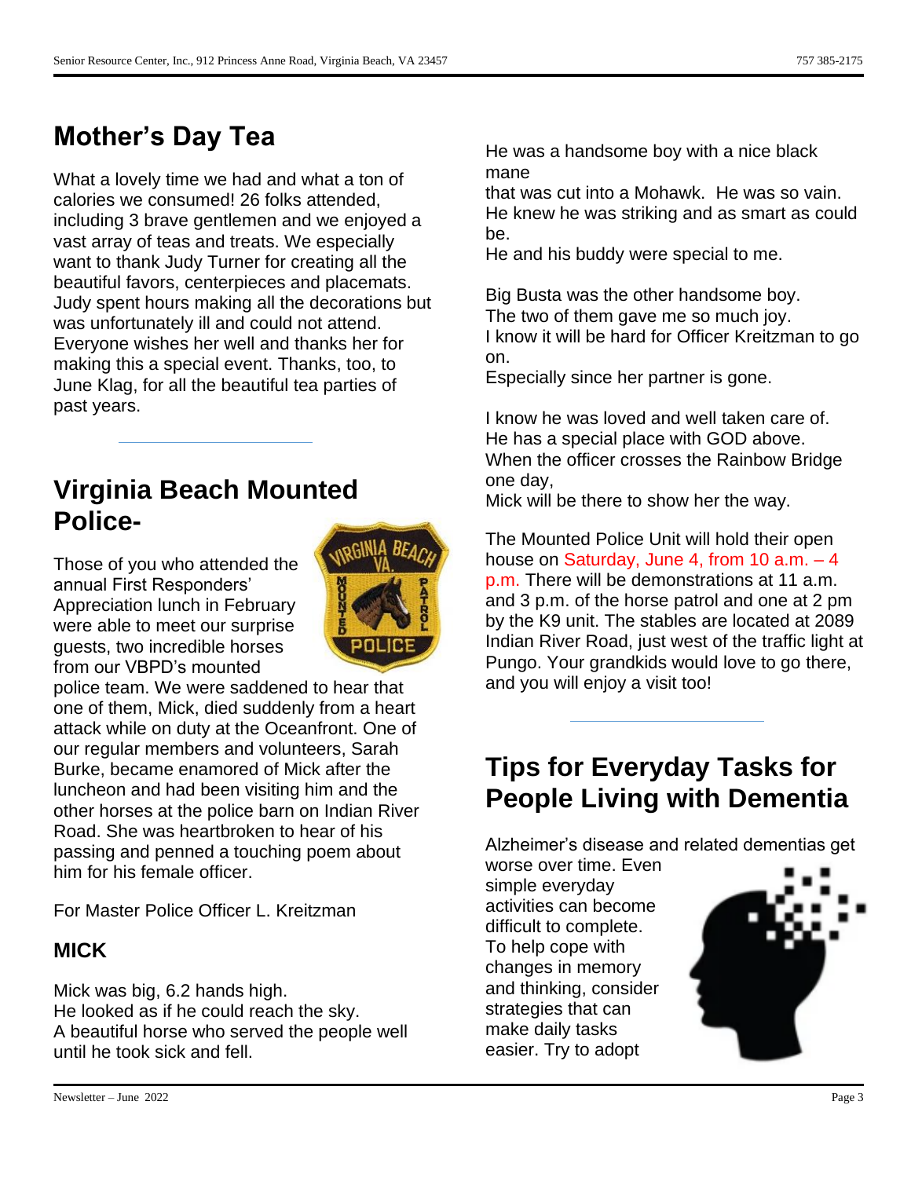## Mother's Day Tea

What a lovely time we had and what a ton of calories we consumed! 26 folks attended, including 3 brave gentlemen and we enjoyed a vast array of teas and treats. We especially want to thank Judy Turner for creating all the beautiful favors, centerpieces and placemats. Judy spent hours making all the decorations but was unfortunately ill and could not attend. Everyone wishes her well and thanks her for making this a special event. Thanks, too, to June Klag, for all the beautiful tea parties of past years.

## Virginia Beach Mounted Police-

Those of you who attended the annual First Responders' Appreciation lunch in February were able to meet our surprise guests, two incredible horses from our VBPD's mounted police team. We were saddened to hear that one of them, Mick, died suddenly from a heart attack while on duty at the Oceanfront. One of our regular members and volunteers, Sarah Burke, became enamored of Mick after the luncheon and had been visiting him and the other horses at the police barn on Indian River Road. She was heartbroken to hear of his passing and penned a touching poem about him for his female officer.

For Master Police Officer L. Kreitzman

### MICK

Mick was big, 6.2 hands high.
He looked as if he could reach the sky.
A beautiful horse who served the people well until he took sick and fell.

He was a handsome boy with a nice black mane
that was cut into a Mohawk. He was so vain.
He knew he was striking and as smart as could be.
He and his buddy were special to me.

Big Busta was the other handsome boy.
The two of them gave me so much joy.
I know it will be hard for Officer Kreitzman to go on.
Especially since her partner is gone.

I know he was loved and well taken care of.
He has a special place with GOD above.
When the officer crosses the Rainbow Bridge one day,
Mick will be there to show her the way.

The Mounted Police Unit will hold their open house on Saturday, June 4, from 10 a.m. – 4 p.m. There will be demonstrations at 11 a.m. and 3 p.m. of the horse patrol and one at 2 pm by the K9 unit. The stables are located at 2089 Indian River Road, just west of the traffic light at Pungo. Your grandkids would love to go there, and you will enjoy a visit too!

## Tips for Everyday Tasks for People Living with Dementia

Alzheimer's disease and related dementias get worse over time. Even simple everyday activities can become difficult to complete. To help cope with changes in memory and thinking, consider strategies that can make daily tasks easier. Try to adopt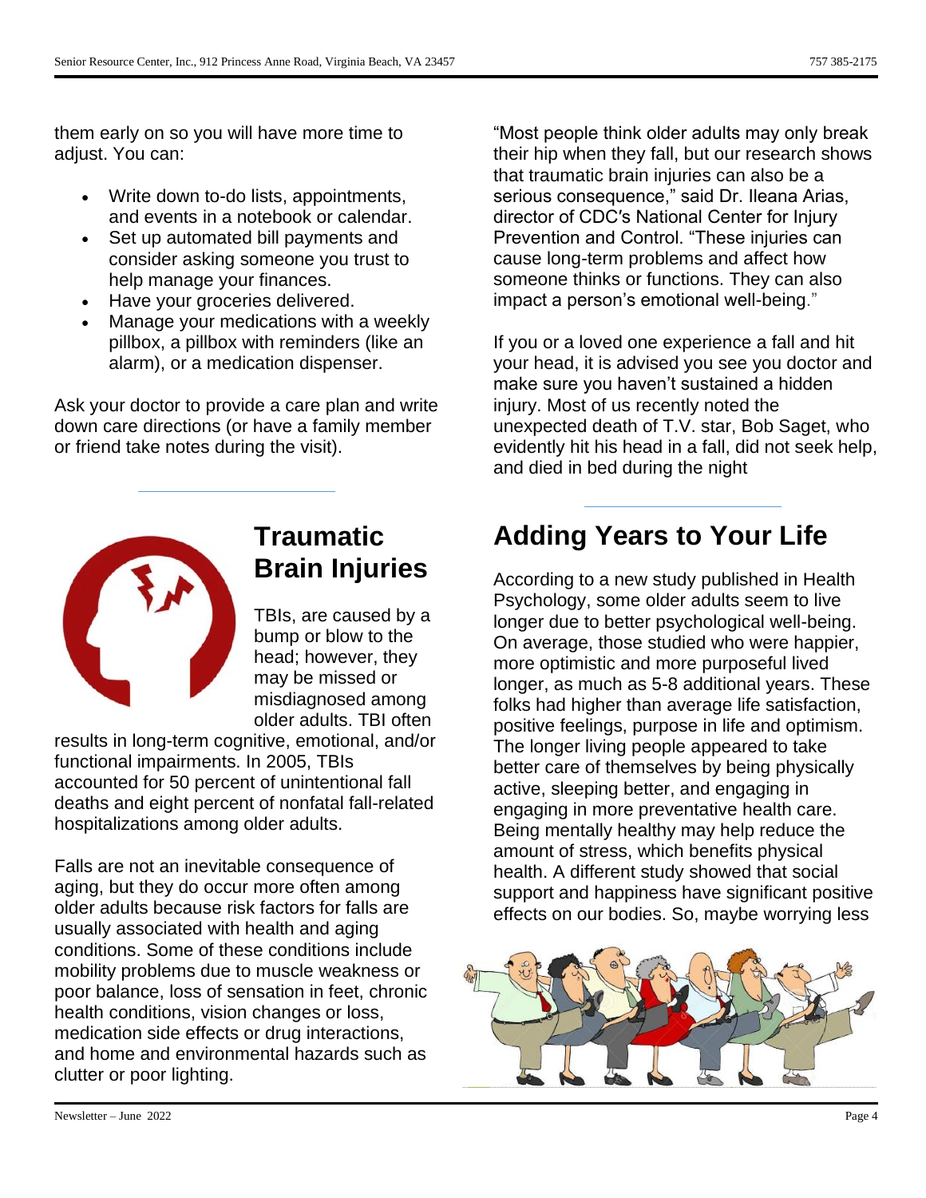them early on so you will have more time to adjust. You can:

- Write down to-do lists, appointments, and events in a notebook or calendar.
- Set up automated bill payments and consider asking someone you trust to help manage your finances.
- Have your groceries delivered.
- Manage your medications with a weekly pillbox, a pillbox with reminders (like an alarm), or a medication dispenser.

Ask your doctor to provide a care plan and write down care directions (or have a family member or friend take notes during the visit).

## Traumatic Brain Injuries

TBIs, are caused by a bump or blow to the head; however, they may be missed or misdiagnosed among older adults. TBI often results in long-term cognitive, emotional, and/or functional impairments. In 2005, TBIs accounted for 50 percent of unintentional fall deaths and eight percent of nonfatal fall-related hospitalizations among older adults.

Falls are not an inevitable consequence of aging, but they do occur more often among older adults because risk factors for falls are usually associated with health and aging conditions. Some of these conditions include mobility problems due to muscle weakness or poor balance, loss of sensation in feet, chronic health conditions, vision changes or loss, medication side effects or drug interactions, and home and environmental hazards such as clutter or poor lighting.

"Most people think older adults may only break their hip when they fall, but our research shows that traumatic brain injuries can also be a serious consequence," said Dr. Ileana Arias, director of CDC's National Center for Injury Prevention and Control. "These injuries can cause long-term problems and affect how someone thinks or functions. They can also impact a person's emotional well-being."

If you or a loved one experience a fall and hit your head, it is advised you see you doctor and make sure you haven't sustained a hidden injury. Most of us recently noted the unexpected death of T.V. star, Bob Saget, who evidently hit his head in a fall, did not seek help, and died in bed during the night

## Adding Years to Your Life

According to a new study published in Health Psychology, some older adults seem to live longer due to better psychological well-being. On average, those studied who were happier, more optimistic and more purposeful lived longer, as much as 5-8 additional years. These folks had higher than average life satisfaction, positive feelings, purpose in life and optimism. The longer living people appeared to take better care of themselves by being physically active, sleeping better, and engaging in engaging in more preventative health care. Being mentally healthy may help reduce the amount of stress, which benefits physical health. A different study showed that social support and happiness have significant positive effects on our bodies. So, maybe worrying less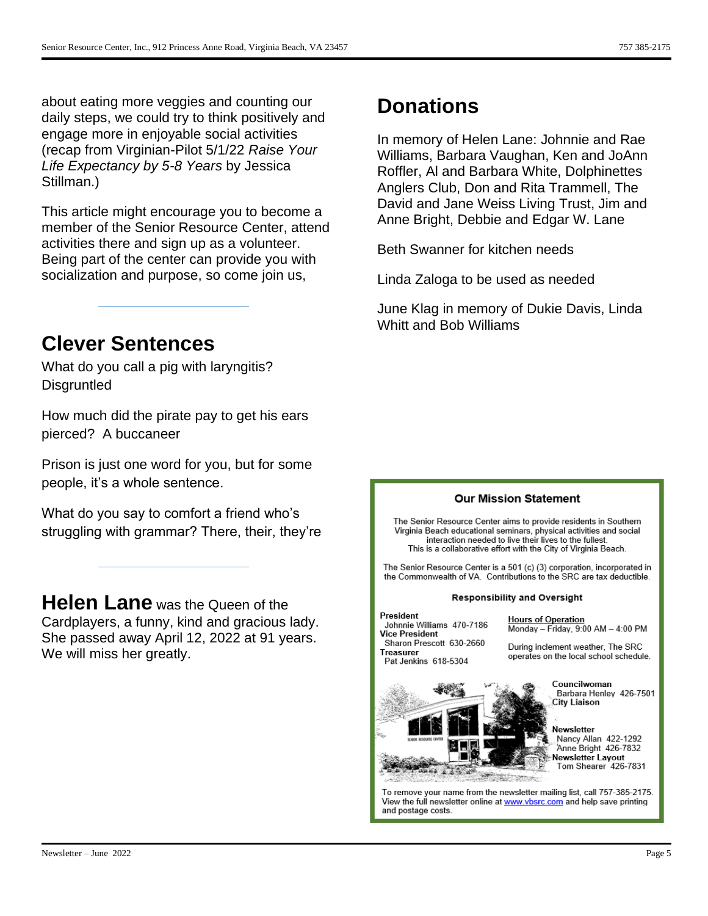about eating more veggies and counting our daily steps, we could try to think positively and engage more in enjoyable social activities (recap from Virginian-Pilot 5/1/22 *Raise Your Life Expectancy by 5-8 Years* by Jessica Stillman.)

This article might encourage you to become a member of the Senior Resource Center, attend activities there and sign up as a volunteer. Being part of the center can provide you with socialization and purpose, so come join us,

---

## Clever Sentences

What do you call a pig with laryngitis? Disgruntled

How much did the pirate pay to get his ears pierced? A buccaneer

Prison is just one word for you, but for some people, it's a whole sentence.

What do you say to comfort a friend who's struggling with grammar? There, their, they're

---

**Helen Lane** was the Queen of the Cardplayers, a funny, kind and gracious lady. She passed away April 12, 2022 at 91 years. We will miss her greatly.

## Donations

In memory of Helen Lane: Johnnie and Rae Williams, Barbara Vaughan, Ken and JoAnn Roffler, Al and Barbara White, Dolphinettes Anglers Club, Don and Rita Trammell, The David and Jane Weiss Living Trust, Jim and Anne Bright, Debbie and Edgar W. Lane

Beth Swanner for kitchen needs

Linda Zaloga to be used as needed

June Klag in memory of Dukie Davis, Linda Whitt and Bob Williams

### Our Mission Statement

The Senior Resource Center aims to provide residents in Southern Virginia Beach educational seminars, physical activities and social interaction needed to live their lives to the fullest.
This is a collaborative effort with the City of Virginia Beach.

The Senior Resource Center is a 501 (c) (3) corporation, incorporated in the Commonwealth of VA. Contributions to the SRC are tax deductible.

### Responsibility and Oversight

**President**
Johnnie Williams 470-7186
**Vice President**
Sharon Prescott 630-2660
**Treasurer**
Pat Jenkins 618-5304

**Hours of Operation**
Monday – Friday, 9:00 AM – 4:00 PM

During inclement weather, The SRC operates on the local school schedule.

**Councilwoman**
Barbara Henley 426-7501
**City Liaison**

**Newsletter**
Nancy Allan 422-1292
Anne Bright 426-7832
**Newsletter Layout**
Tom Shearer 426-7831

To remove your name from the newsletter mailing list, call 757-385-2175. View the full newsletter online at www.vbsrc.com and help save printing and postage costs.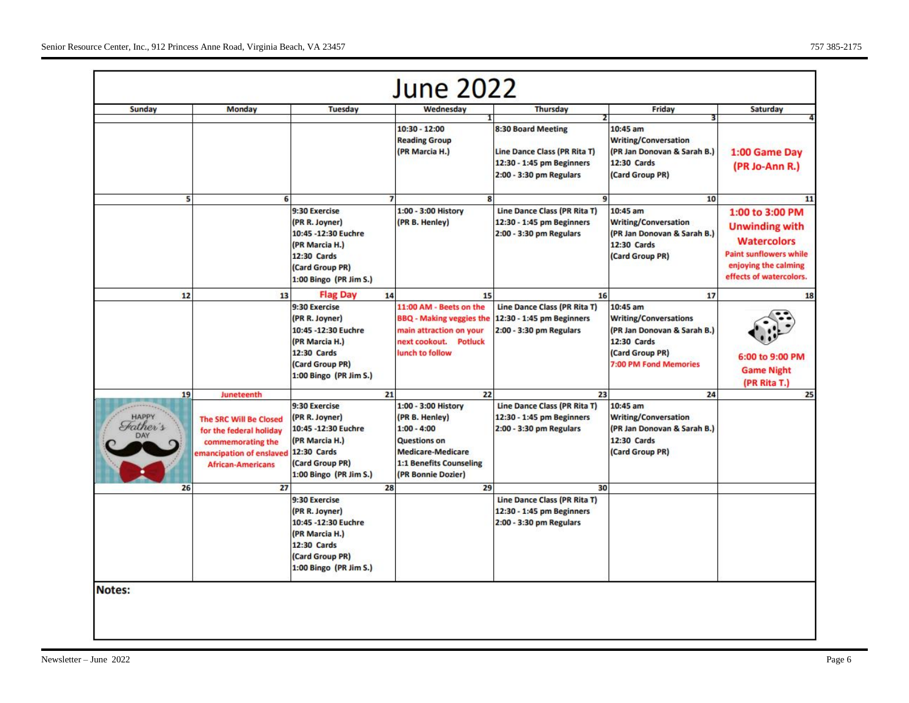# June 2022

| Sunday | Monday | Tuesday | Wednesday | Thursday | Friday | Saturday |
|---|---|---|---|---|---|---|
| | | | 1 | 2 | 3 | 4 |
| | | | 10:30 - 12:00 Reading Group (PR Marcia H.) | 8:30 Board Meeting<br>Line Dance Class (PR Rita T) 12:30 - 1:45 pm Beginners 2:00 - 3:30 pm Regulars | 10:45 am Writing/Conversation (PR Jan Donovan & Sarah B.) 12:30 Cards (Card Group PR) | 1:00 Game Day (PR Jo-Ann R.) |
| 5 | 6 | 7 | 8 | 9 | 10 | 11 |
| | | 9:30 Exercise (PR R. Joyner) 10:45 -12:30 Euchre (PR Marcia H.) 12:30 Cards (Card Group PR) 1:00 Bingo (PR Jim S.) | 1:00 - 3:00 History (PR B. Henley) | Line Dance Class (PR Rita T) 12:30 - 1:45 pm Beginners 2:00 - 3:30 pm Regulars | 10:45 am Writing/Conversation (PR Jan Donovan & Sarah B.) 12:30 Cards (Card Group PR) | 1:00 to 3:00 PM Unwinding with Watercolors<br>Paint sunflowers while enjoying the calming effects of watercolors. |
| 12 | 13 | Flag Day 14 | 15 | 16 | 17 | 18 |
| | | 9:30 Exercise (PR R. Joyner) 10:45 -12:30 Euchre (PR Marcia H.) 12:30 Cards (Card Group PR) 1:00 Bingo (PR Jim S.) | 11:00 AM - Beets on the BBQ - Making veggies the main attraction on your next cookout. Potluck lunch to follow | Line Dance Class (PR Rita T) 12:30 - 1:45 pm Beginners 2:00 - 3:30 pm Regulars | 10:45 am Writing/Conversations (PR Jan Donovan & Sarah B.) 12:30 Cards (Card Group PR) 7:00 PM Fond Memories | 6:00 to 9:00 PM Game Night (PR Rita T.) |
| 19 | Juneteenth | 21 | 22 | 23 | 24 | 25 |
| HAPPY Father's DAY | The SRC Will Be Closed for the federal holiday commemorating the emancipation of enslaved African-Americans | 9:30 Exercise (PR R. Joyner) 10:45 -12:30 Euchre (PR Marcia H.) 12:30 Cards (Card Group PR) 1:00 Bingo (PR Jim S.) | 1:00 - 3:00 History (PR B. Henley) 1:00 - 4:00 Questions on Medicare-Medicare 1:1 Benefits Counseling (PR Bonnie Dozier) | Line Dance Class (PR Rita T) 12:30 - 1:45 pm Beginners 2:00 - 3:30 pm Regulars | 10:45 am Writing/Conversation (PR Jan Donovan & Sarah B.) 12:30 Cards (Card Group PR) | |
| 26 | 27 | 28 | 29 | 30 | | |
| | | 9:30 Exercise (PR R. Joyner) 10:45 -12:30 Euchre (PR Marcia H.) 12:30 Cards (Card Group PR) 1:00 Bingo (PR Jim S.) | | Line Dance Class (PR Rita T) 12:30 - 1:45 pm Beginners 2:00 - 3:30 pm Regulars | | |

**Notes:**